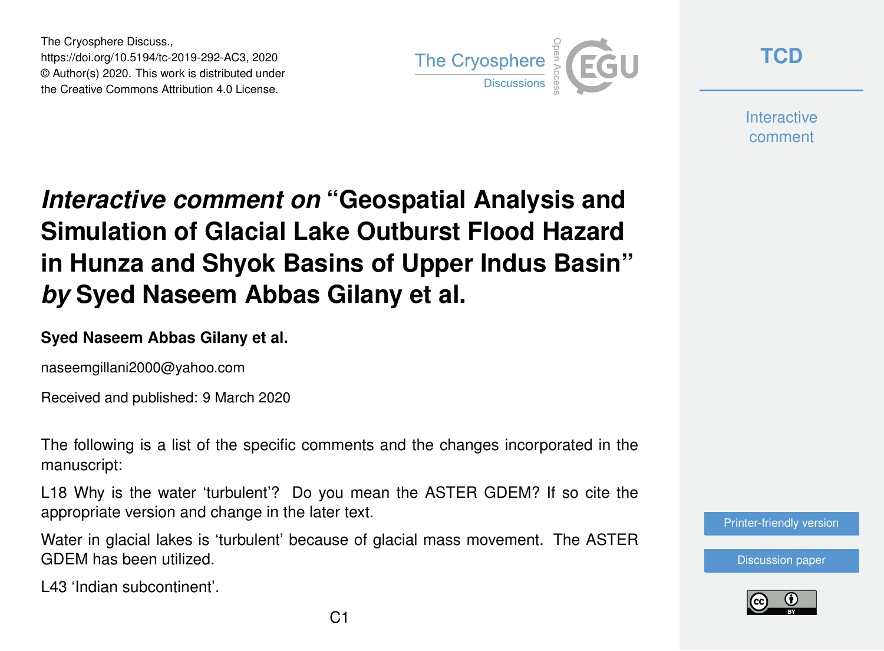# *Interactive comment on* "Geospatial Analysis and Simulation of Glacial Lake Outburst Flood Hazard in Hunza and Shyok Basins of Upper Indus Basin" *by* Syed Naseem Abbas Gilany et al.

**Syed Naseem Abbas Gilany et al.**

naseemgillani2000@yahoo.com

Received and published: 9 March 2020

The following is a list of the specific comments and the changes incorporated in the manuscript:

L18 Why is the water 'turbulent'? Do you mean the ASTER GDEM? If so cite the appropriate version and change in the later text.

Water in glacial lakes is 'turbulent' because of glacial mass movement. The ASTER GDEM has been utilized.

L43 'Indian subcontinent'.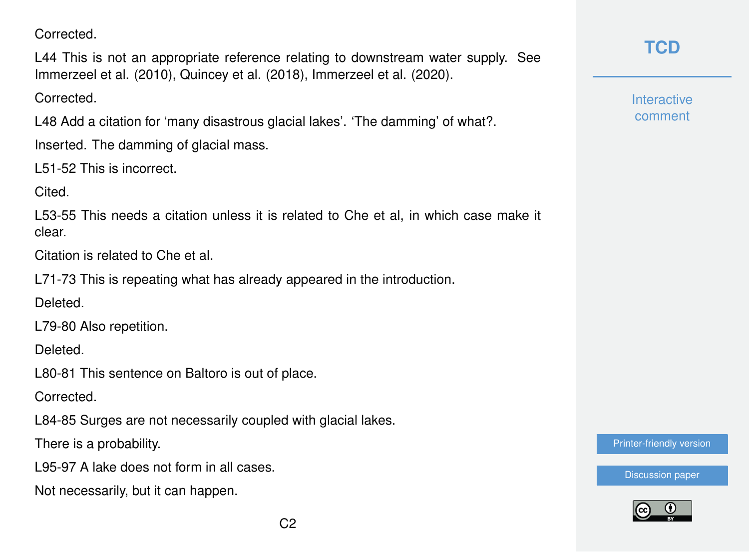Corrected.

L44 This is not an appropriate reference relating to downstream water supply. See Immerzeel et al. (2010), Quincey et al. (2018), Immerzeel et al. (2020).

Corrected.

L48 Add a citation for 'many disastrous glacial lakes'. 'The damming' of what?.

Inserted. The damming of glacial mass.

L51-52 This is incorrect.

Cited.

L53-55 This needs a citation unless it is related to Che et al, in which case make it clear.

Citation is related to Che et al.

L71-73 This is repeating what has already appeared in the introduction.

Deleted.

L79-80 Also repetition.

Deleted.

L80-81 This sentence on Baltoro is out of place.

Corrected.

L84-85 Surges are not necessarily coupled with glacial lakes.

There is a probability.

L95-97 A lake does not form in all cases.

Not necessarily, but it can happen.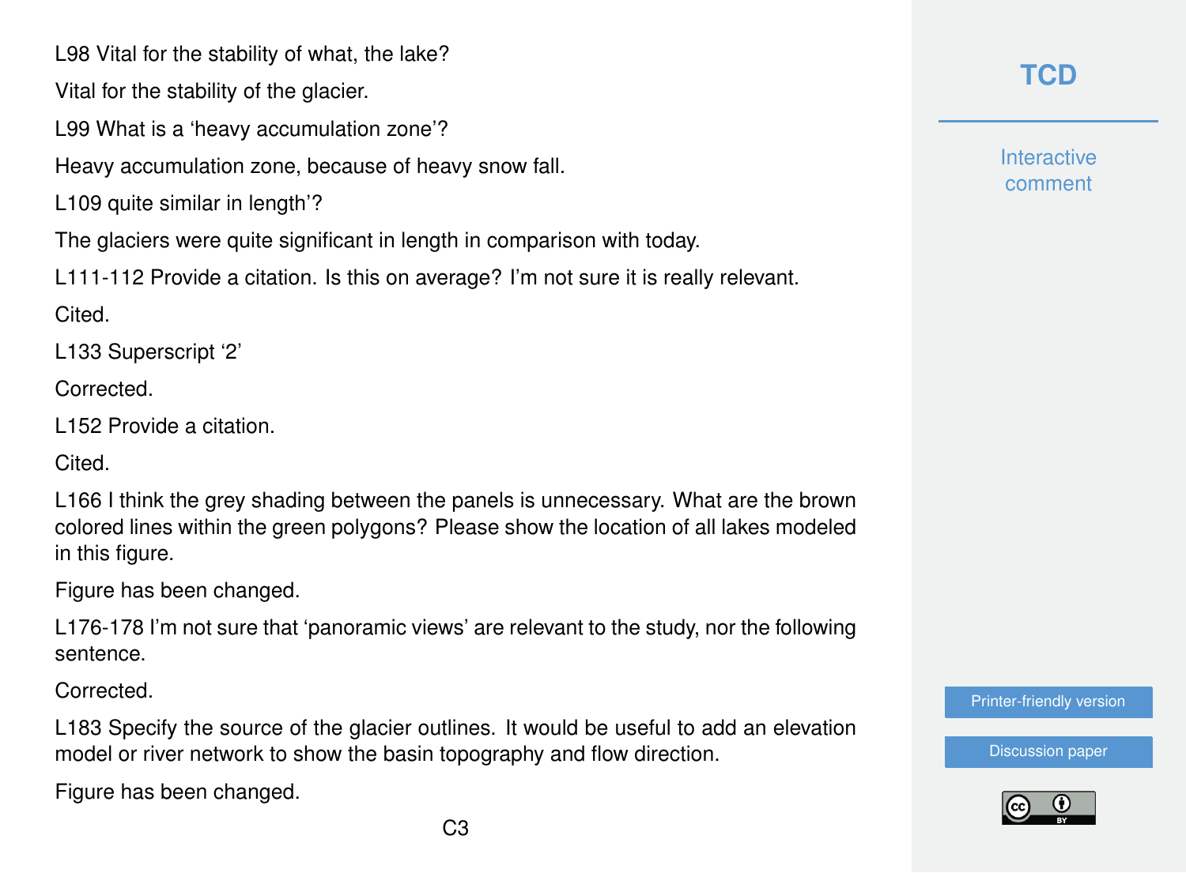L98 Vital for the stability of what, the lake?

Vital for the stability of the glacier.

L99 What is a 'heavy accumulation zone'?

Heavy accumulation zone, because of heavy snow fall.

L109 quite similar in length'?

The glaciers were quite significant in length in comparison with today.

L111-112 Provide a citation. Is this on average? I'm not sure it is really relevant.

Cited.

L133 Superscript '2'

Corrected.

L152 Provide a citation.

Cited.

L166 I think the grey shading between the panels is unnecessary. What are the brown colored lines within the green polygons? Please show the location of all lakes modeled in this figure.

Figure has been changed.

L176-178 I'm not sure that 'panoramic views' are relevant to the study, nor the following sentence.

Corrected.

L183 Specify the source of the glacier outlines. It would be useful to add an elevation model or river network to show the basin topography and flow direction.

Figure has been changed.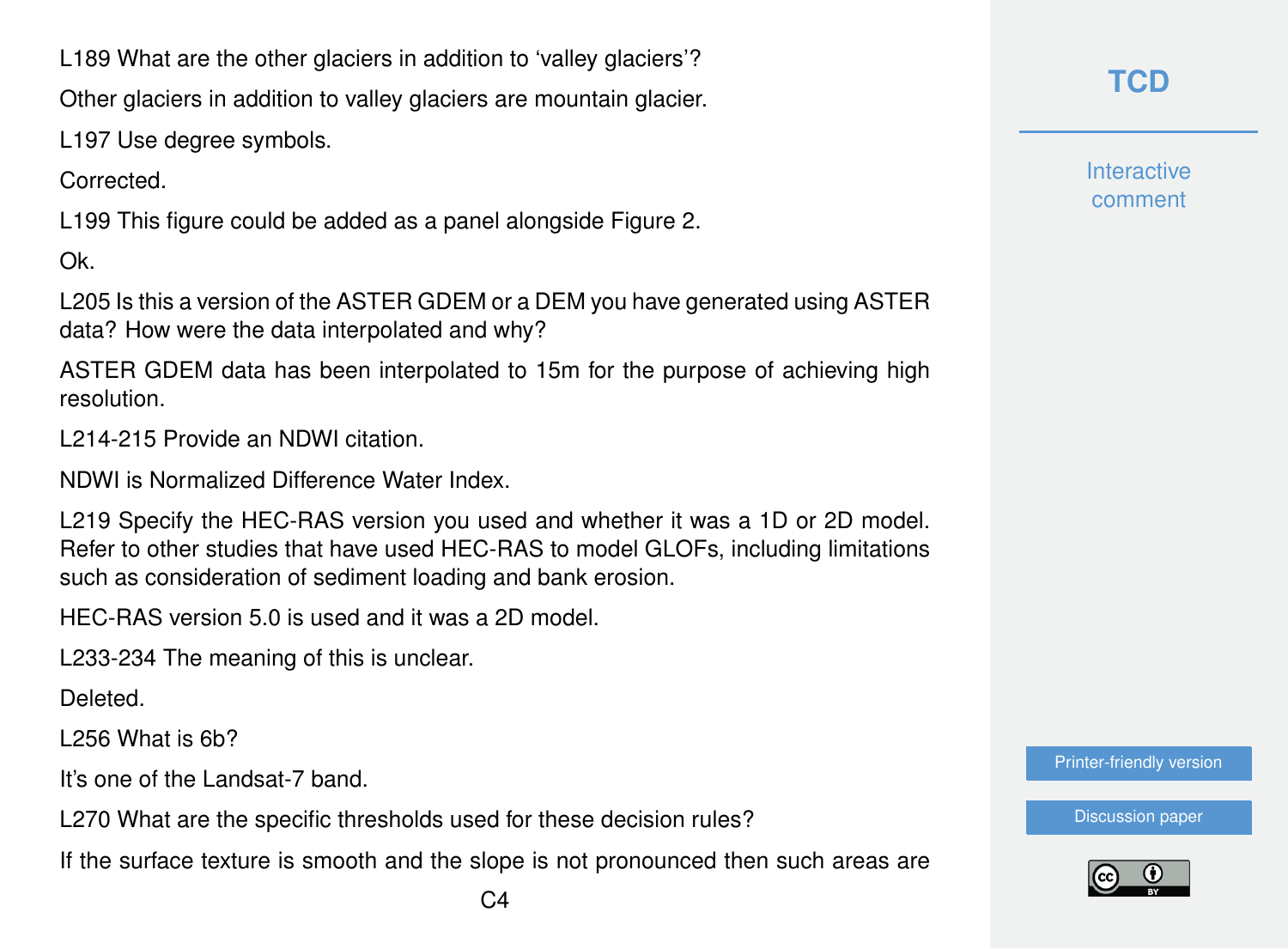L189 What are the other glaciers in addition to 'valley glaciers'?

Other glaciers in addition to valley glaciers are mountain glacier.

L197 Use degree symbols.

Corrected.

L199 This figure could be added as a panel alongside Figure 2.

Ok.

L205 Is this a version of the ASTER GDEM or a DEM you have generated using ASTER data? How were the data interpolated and why?

ASTER GDEM data has been interpolated to 15m for the purpose of achieving high resolution.

L214-215 Provide an NDWI citation.

NDWI is Normalized Difference Water Index.

L219 Specify the HEC-RAS version you used and whether it was a 1D or 2D model. Refer to other studies that have used HEC-RAS to model GLOFs, including limitations such as consideration of sediment loading and bank erosion.

HEC-RAS version 5.0 is used and it was a 2D model.

L233-234 The meaning of this is unclear.

Deleted.

L256 What is 6b?

It's one of the Landsat-7 band.

L270 What are the specific thresholds used for these decision rules?

If the surface texture is smooth and the slope is not pronounced then such areas are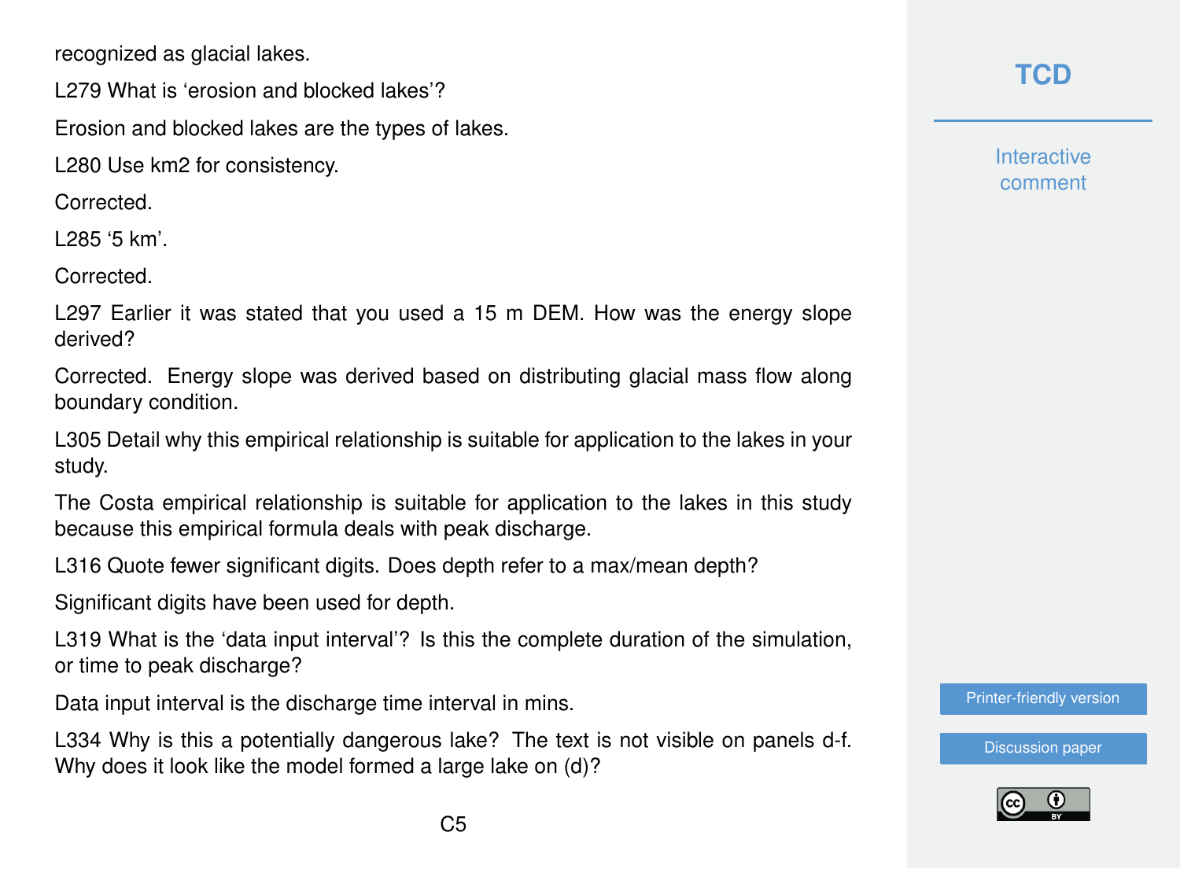recognized as glacial lakes.

L279 What is ‘erosion and blocked lakes’?

Erosion and blocked lakes are the types of lakes.

L280 Use km2 for consistency.

Corrected.

L285 ‘5 km’.

Corrected.

L297 Earlier it was stated that you used a 15 m DEM. How was the energy slope derived?

Corrected. Energy slope was derived based on distributing glacial mass flow along boundary condition.

L305 Detail why this empirical relationship is suitable for application to the lakes in your study.

The Costa empirical relationship is suitable for application to the lakes in this study because this empirical formula deals with peak discharge.

L316 Quote fewer significant digits. Does depth refer to a max/mean depth?

Significant digits have been used for depth.

L319 What is the ‘data input interval’? Is this the complete duration of the simulation, or time to peak discharge?

Data input interval is the discharge time interval in mins.

L334 Why is this a potentially dangerous lake? The text is not visible on panels d-f. Why does it look like the model formed a large lake on (d)?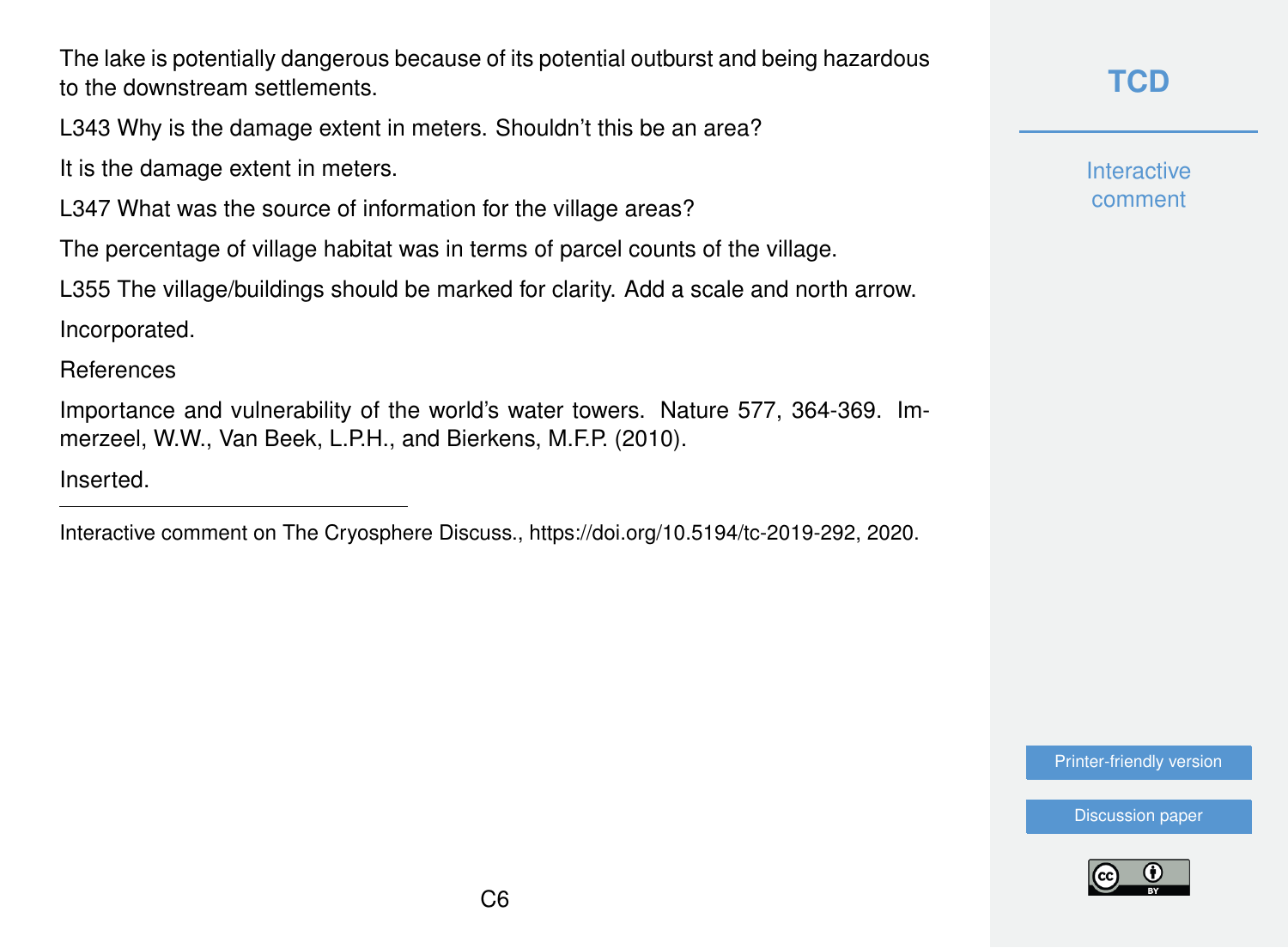The lake is potentially dangerous because of its potential outburst and being hazardous to the downstream settlements.

L343 Why is the damage extent in meters. Shouldn't this be an area?

It is the damage extent in meters.

L347 What was the source of information for the village areas?

The percentage of village habitat was in terms of parcel counts of the village.

L355 The village/buildings should be marked for clarity. Add a scale and north arrow.

Incorporated.

References

Importance and vulnerability of the world's water towers. Nature 577, 364-369. Immerzeel, W.W., Van Beek, L.P.H., and Bierkens, M.F.P. (2010).

Inserted.

---

Interactive comment on The Cryosphere Discuss., https://doi.org/10.5194/tc-2019-292, 2020.